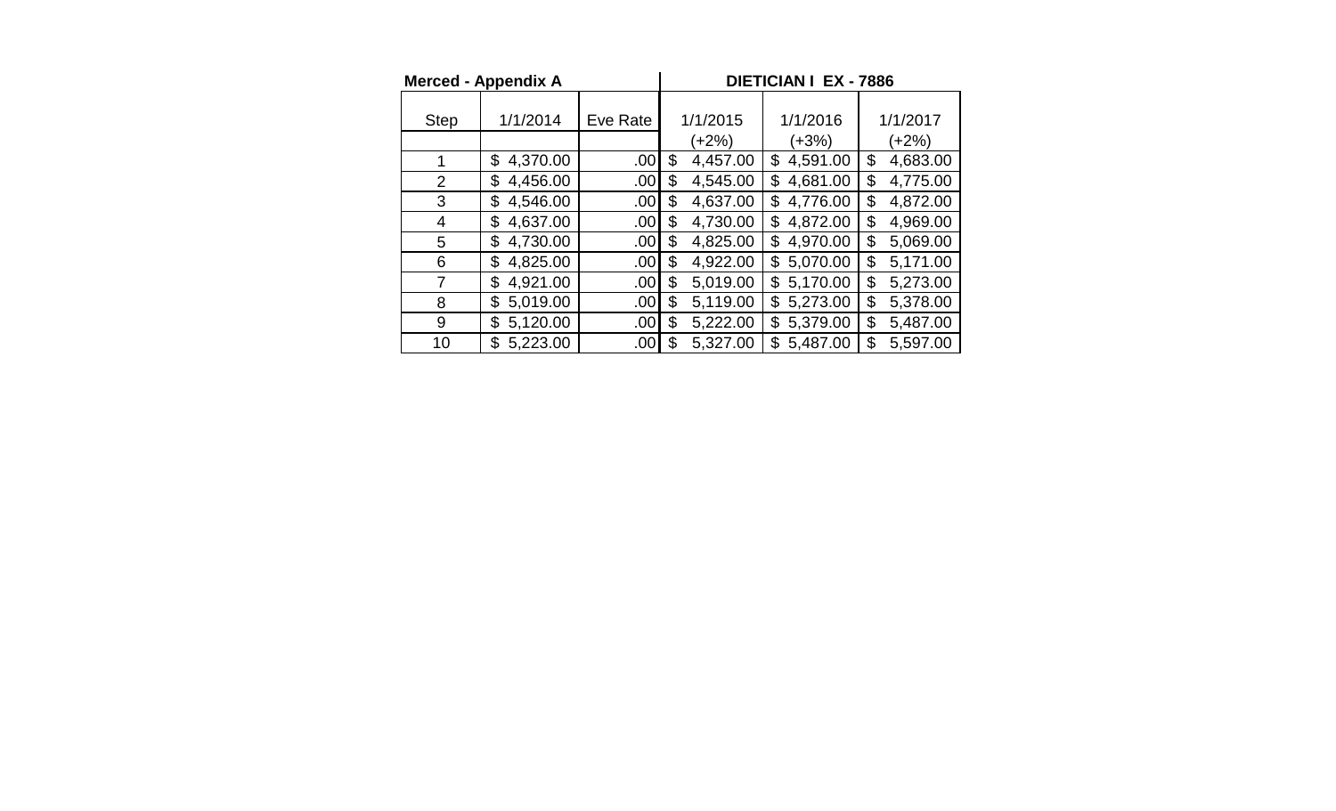| Merced - Appendix A | | | DIETICIAN I EX - 7886 | | |
|---|---|---|---|---|---|
| Step | 1/1/2014 | Eve Rate | 1/1/2015 | 1/1/2016 | 1/1/2017 |
| | | | (+2%) | (+3%) | (+2%) |
| 1 | $ 4,370.00 | .00 | $ 4,457.00 | $ 4,591.00 | $ 4,683.00 |
| 2 | $ 4,456.00 | .00 | $ 4,545.00 | $ 4,681.00 | $ 4,775.00 |
| 3 | $ 4,546.00 | .00 | $ 4,637.00 | $ 4,776.00 | $ 4,872.00 |
| 4 | $ 4,637.00 | .00 | $ 4,730.00 | $ 4,872.00 | $ 4,969.00 |
| 5 | $ 4,730.00 | .00 | $ 4,825.00 | $ 4,970.00 | $ 5,069.00 |
| 6 | $ 4,825.00 | .00 | $ 4,922.00 | $ 5,070.00 | $ 5,171.00 |
| 7 | $ 4,921.00 | .00 | $ 5,019.00 | $ 5,170.00 | $ 5,273.00 |
| 8 | $ 5,019.00 | .00 | $ 5,119.00 | $ 5,273.00 | $ 5,378.00 |
| 9 | $ 5,120.00 | .00 | $ 5,222.00 | $ 5,379.00 | $ 5,487.00 |
| 10 | $ 5,223.00 | .00 | $ 5,327.00 | $ 5,487.00 | $ 5,597.00 |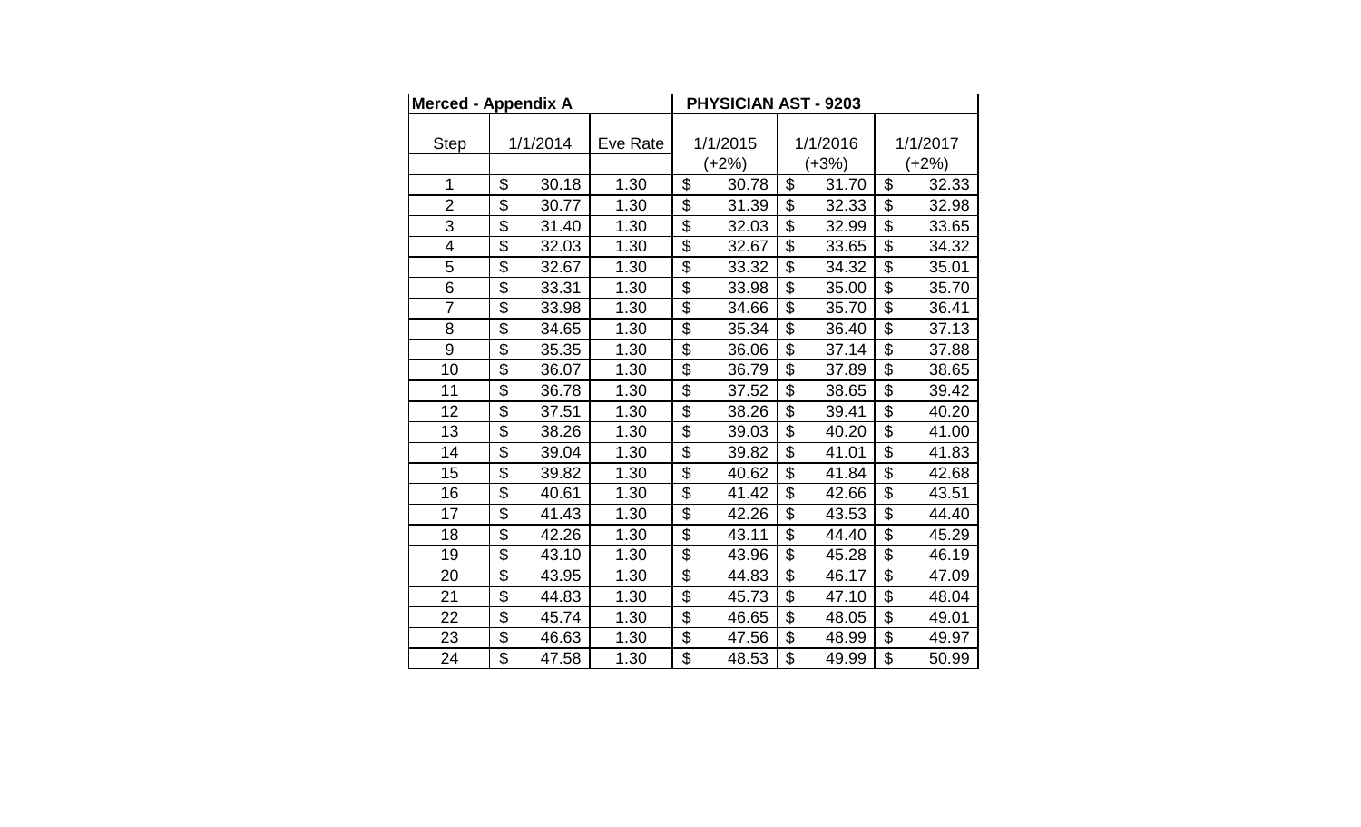| Merced - Appendix A | | | PHYSICIAN AST - 9203 | | |
|---|---|---|---|---|---|
| Step | 1/1/2014 | Eve Rate | 1/1/2015 | 1/1/2016 | 1/1/2017 |
| | | | (+2%) | (+3%) | (+2%) |
| 1 | $ 30.18 | 1.30 | $ 30.78 | $ 31.70 | $ 32.33 |
| 2 | $ 30.77 | 1.30 | $ 31.39 | $ 32.33 | $ 32.98 |
| 3 | $ 31.40 | 1.30 | $ 32.03 | $ 32.99 | $ 33.65 |
| 4 | $ 32.03 | 1.30 | $ 32.67 | $ 33.65 | $ 34.32 |
| 5 | $ 32.67 | 1.30 | $ 33.32 | $ 34.32 | $ 35.01 |
| 6 | $ 33.31 | 1.30 | $ 33.98 | $ 35.00 | $ 35.70 |
| 7 | $ 33.98 | 1.30 | $ 34.66 | $ 35.70 | $ 36.41 |
| 8 | $ 34.65 | 1.30 | $ 35.34 | $ 36.40 | $ 37.13 |
| 9 | $ 35.35 | 1.30 | $ 36.06 | $ 37.14 | $ 37.88 |
| 10 | $ 36.07 | 1.30 | $ 36.79 | $ 37.89 | $ 38.65 |
| 11 | $ 36.78 | 1.30 | $ 37.52 | $ 38.65 | $ 39.42 |
| 12 | $ 37.51 | 1.30 | $ 38.26 | $ 39.41 | $ 40.20 |
| 13 | $ 38.26 | 1.30 | $ 39.03 | $ 40.20 | $ 41.00 |
| 14 | $ 39.04 | 1.30 | $ 39.82 | $ 41.01 | $ 41.83 |
| 15 | $ 39.82 | 1.30 | $ 40.62 | $ 41.84 | $ 42.68 |
| 16 | $ 40.61 | 1.30 | $ 41.42 | $ 42.66 | $ 43.51 |
| 17 | $ 41.43 | 1.30 | $ 42.26 | $ 43.53 | $ 44.40 |
| 18 | $ 42.26 | 1.30 | $ 43.11 | $ 44.40 | $ 45.29 |
| 19 | $ 43.10 | 1.30 | $ 43.96 | $ 45.28 | $ 46.19 |
| 20 | $ 43.95 | 1.30 | $ 44.83 | $ 46.17 | $ 47.09 |
| 21 | $ 44.83 | 1.30 | $ 45.73 | $ 47.10 | $ 48.04 |
| 22 | $ 45.74 | 1.30 | $ 46.65 | $ 48.05 | $ 49.01 |
| 23 | $ 46.63 | 1.30 | $ 47.56 | $ 48.99 | $ 49.97 |
| 24 | $ 47.58 | 1.30 | $ 48.53 | $ 49.99 | $ 50.99 |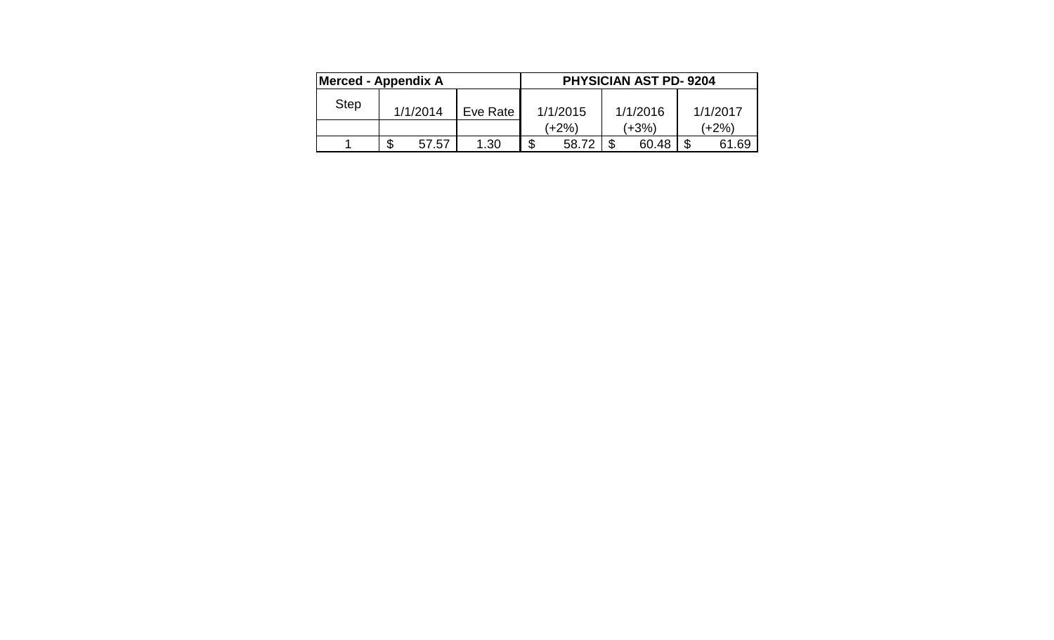| Merced - Appendix A | | | PHYSICIAN AST PD- 9204 | | |
|---|---|---|---|---|---|
| Step | 1/1/2014 | Eve Rate | 1/1/2015 | 1/1/2016 | 1/1/2017 |
| | | | (+2%) | (+3%) | (+2%) |
| 1 | $ 57.57 | 1.30 | $ 58.72 | $ 60.48 | $ 61.69 |